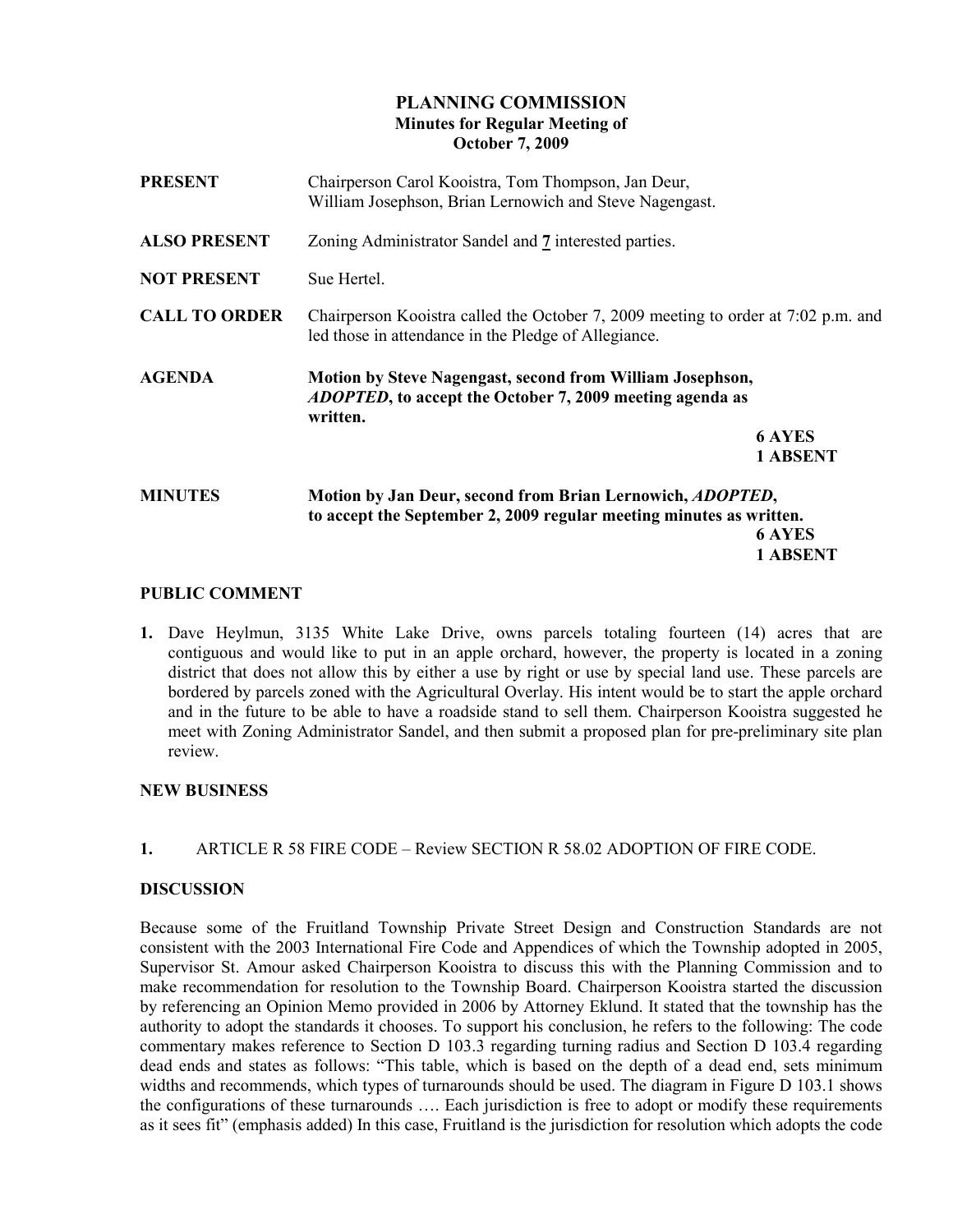# PLANNING COMMISSION
## Minutes for Regular Meeting of
## October 7, 2009

**PRESENT** Chairperson Carol Kooistra, Tom Thompson, Jan Deur, William Josephson, Brian Lernowich and Steve Nagengast.

**ALSO PRESENT** Zoning Administrator Sandel and **7** interested parties.

**NOT PRESENT** Sue Hertel.

**CALL TO ORDER** Chairperson Kooistra called the October 7, 2009 meeting to order at 7:02 p.m. and led those in attendance in the Pledge of Allegiance.

**AGENDA** **Motion by Steve Nagengast, second from William Josephson, *ADOPTED*, to accept the October 7, 2009 meeting agenda as written.**

**6 AYES**
**1 ABSENT**

**MINUTES** **Motion by Jan Deur, second from Brian Lernowich, *ADOPTED*, to accept the September 2, 2009 regular meeting minutes as written.**

**6 AYES**
**1 ABSENT**

### PUBLIC COMMENT

1. Dave Heylmun, 3135 White Lake Drive, owns parcels totaling fourteen (14) acres that are contiguous and would like to put in an apple orchard, however, the property is located in a zoning district that does not allow this by either a use by right or use by special land use. These parcels are bordered by parcels zoned with the Agricultural Overlay. His intent would be to start the apple orchard and in the future to be able to have a roadside stand to sell them. Chairperson Kooistra suggested he meet with Zoning Administrator Sandel, and then submit a proposed plan for pre-preliminary site plan review.

### NEW BUSINESS

1. ARTICLE R 58 FIRE CODE – Review SECTION R 58.02 ADOPTION OF FIRE CODE.

### DISCUSSION

Because some of the Fruitland Township Private Street Design and Construction Standards are not consistent with the 2003 International Fire Code and Appendices of which the Township adopted in 2005, Supervisor St. Amour asked Chairperson Kooistra to discuss this with the Planning Commission and to make recommendation for resolution to the Township Board. Chairperson Kooistra started the discussion by referencing an Opinion Memo provided in 2006 by Attorney Eklund. It stated that the township has the authority to adopt the standards it chooses. To support his conclusion, he refers to the following: The code commentary makes reference to Section D 103.3 regarding turning radius and Section D 103.4 regarding dead ends and states as follows: "This table, which is based on the depth of a dead end, sets minimum widths and recommends, which types of turnarounds should be used. The diagram in Figure D 103.1 shows the configurations of these turnarounds …. Each jurisdiction is free to adopt or modify these requirements as it sees fit" (emphasis added) In this case, Fruitland is the jurisdiction for resolution which adopts the code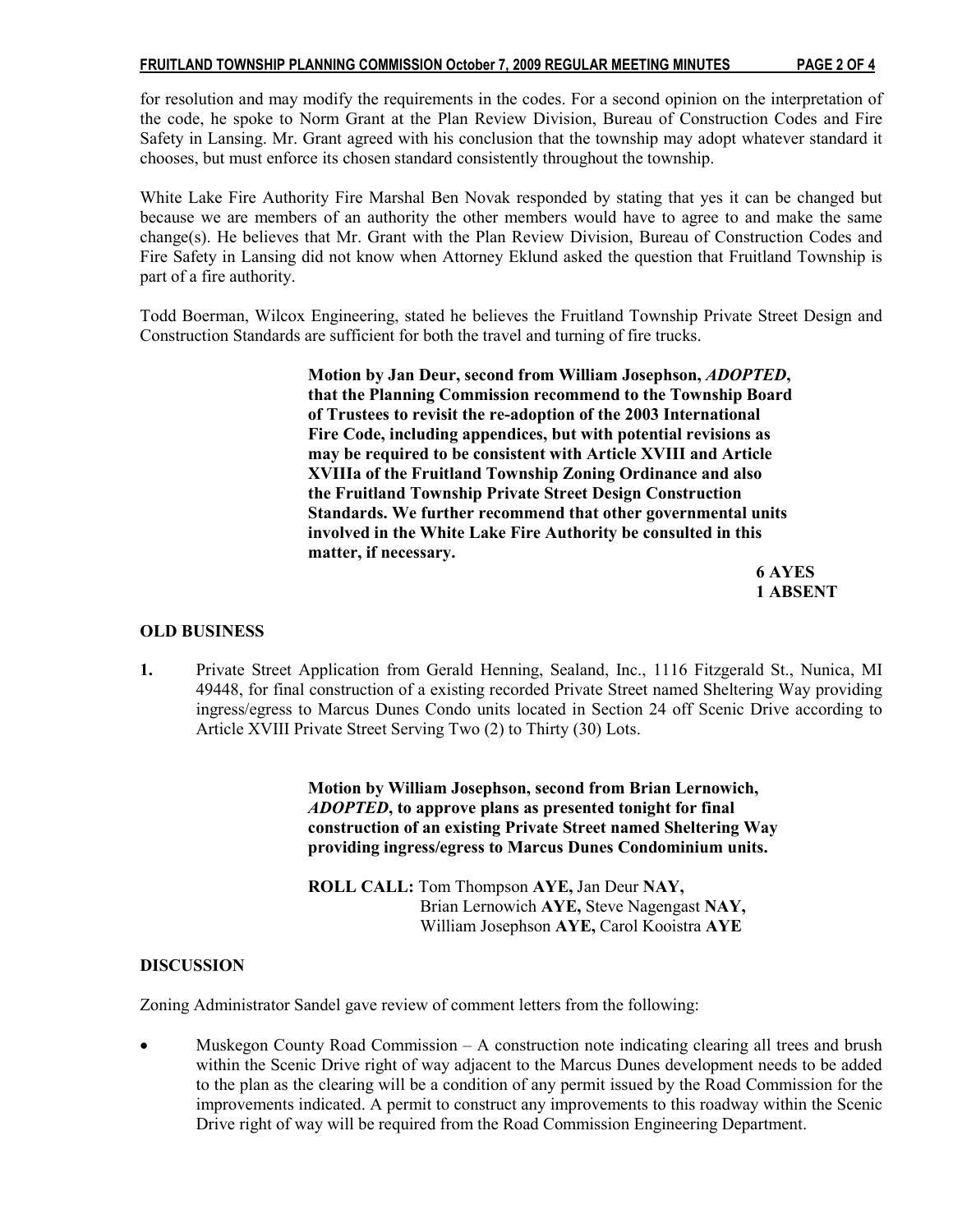for resolution and may modify the requirements in the codes. For a second opinion on the interpretation of the code, he spoke to Norm Grant at the Plan Review Division, Bureau of Construction Codes and Fire Safety in Lansing. Mr. Grant agreed with his conclusion that the township may adopt whatever standard it chooses, but must enforce its chosen standard consistently throughout the township.

White Lake Fire Authority Fire Marshal Ben Novak responded by stating that yes it can be changed but because we are members of an authority the other members would have to agree to and make the same change(s). He believes that Mr. Grant with the Plan Review Division, Bureau of Construction Codes and Fire Safety in Lansing did not know when Attorney Eklund asked the question that Fruitland Township is part of a fire authority.

Todd Boerman, Wilcox Engineering, stated he believes the Fruitland Township Private Street Design and Construction Standards are sufficient for both the travel and turning of fire trucks.

> **Motion by Jan Deur, second from William Josephson, *ADOPTED*, that the Planning Commission recommend to the Township Board of Trustees to revisit the re-adoption of the 2003 International Fire Code, including appendices, but with potential revisions as may be required to be consistent with Article XVIII and Article XVIIIa of the Fruitland Township Zoning Ordinance and also the Fruitland Township Private Street Design Construction Standards. We further recommend that other governmental units involved in the White Lake Fire Authority be consulted in this matter, if necessary.**
>
> **6 AYES**
> **1 ABSENT**

## OLD BUSINESS

**1.** Private Street Application from Gerald Henning, Sealand, Inc., 1116 Fitzgerald St., Nunica, MI 49448, for final construction of a existing recorded Private Street named Sheltering Way providing ingress/egress to Marcus Dunes Condo units located in Section 24 off Scenic Drive according to Article XVIII Private Street Serving Two (2) to Thirty (30) Lots.

> **Motion by William Josephson, second from Brian Lernowich, *ADOPTED*, to approve plans as presented tonight for final construction of an existing Private Street named Sheltering Way providing ingress/egress to Marcus Dunes Condominium units.**
>
> **ROLL CALL:** Tom Thompson **AYE,** Jan Deur **NAY,**
> Brian Lernowich **AYE,** Steve Nagengast **NAY,**
> William Josephson **AYE,** Carol Kooistra **AYE**

## DISCUSSION

Zoning Administrator Sandel gave review of comment letters from the following:

- Muskegon County Road Commission – A construction note indicating clearing all trees and brush within the Scenic Drive right of way adjacent to the Marcus Dunes development needs to be added to the plan as the clearing will be a condition of any permit issued by the Road Commission for the improvements indicated. A permit to construct any improvements to this roadway within the Scenic Drive right of way will be required from the Road Commission Engineering Department.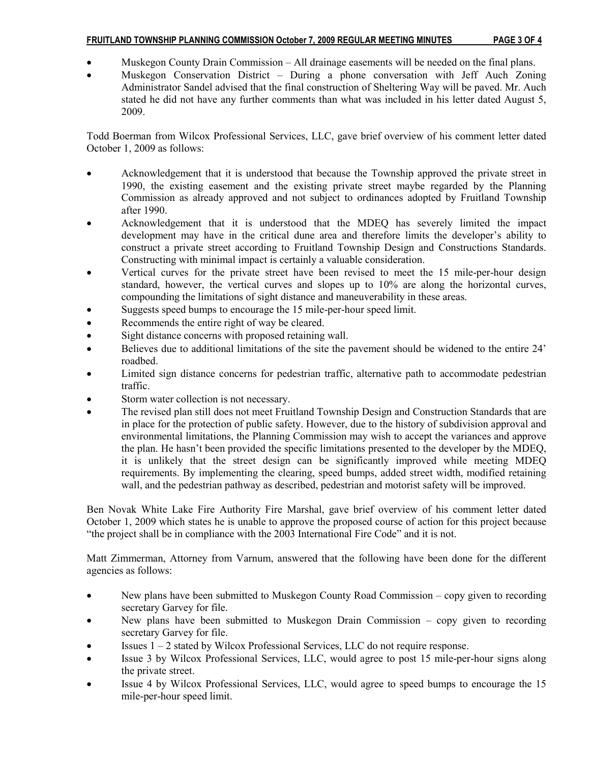- Muskegon County Drain Commission – All drainage easements will be needed on the final plans.
- Muskegon Conservation District – During a phone conversation with Jeff Auch Zoning Administrator Sandel advised that the final construction of Sheltering Way will be paved. Mr. Auch stated he did not have any further comments than what was included in his letter dated August 5, 2009.

Todd Boerman from Wilcox Professional Services, LLC, gave brief overview of his comment letter dated October 1, 2009 as follows:

- Acknowledgement that it is understood that because the Township approved the private street in 1990, the existing easement and the existing private street maybe regarded by the Planning Commission as already approved and not subject to ordinances adopted by Fruitland Township after 1990.
- Acknowledgement that it is understood that the MDEQ has severely limited the impact development may have in the critical dune area and therefore limits the developer's ability to construct a private street according to Fruitland Township Design and Constructions Standards. Constructing with minimal impact is certainly a valuable consideration.
- Vertical curves for the private street have been revised to meet the 15 mile-per-hour design standard, however, the vertical curves and slopes up to 10% are along the horizontal curves, compounding the limitations of sight distance and maneuverability in these areas.
- Suggests speed bumps to encourage the 15 mile-per-hour speed limit.
- Recommends the entire right of way be cleared.
- Sight distance concerns with proposed retaining wall.
- Believes due to additional limitations of the site the pavement should be widened to the entire 24' roadbed.
- Limited sign distance concerns for pedestrian traffic, alternative path to accommodate pedestrian traffic.
- Storm water collection is not necessary.
- The revised plan still does not meet Fruitland Township Design and Construction Standards that are in place for the protection of public safety. However, due to the history of subdivision approval and environmental limitations, the Planning Commission may wish to accept the variances and approve the plan. He hasn't been provided the specific limitations presented to the developer by the MDEQ, it is unlikely that the street design can be significantly improved while meeting MDEQ requirements. By implementing the clearing, speed bumps, added street width, modified retaining wall, and the pedestrian pathway as described, pedestrian and motorist safety will be improved.

Ben Novak White Lake Fire Authority Fire Marshal, gave brief overview of his comment letter dated October 1, 2009 which states he is unable to approve the proposed course of action for this project because "the project shall be in compliance with the 2003 International Fire Code" and it is not.

Matt Zimmerman, Attorney from Varnum, answered that the following have been done for the different agencies as follows:

- New plans have been submitted to Muskegon County Road Commission – copy given to recording secretary Garvey for file.
- New plans have been submitted to Muskegon Drain Commission – copy given to recording secretary Garvey for file.
- Issues 1 – 2 stated by Wilcox Professional Services, LLC do not require response.
- Issue 3 by Wilcox Professional Services, LLC, would agree to post 15 mile-per-hour signs along the private street.
- Issue 4 by Wilcox Professional Services, LLC, would agree to speed bumps to encourage the 15 mile-per-hour speed limit.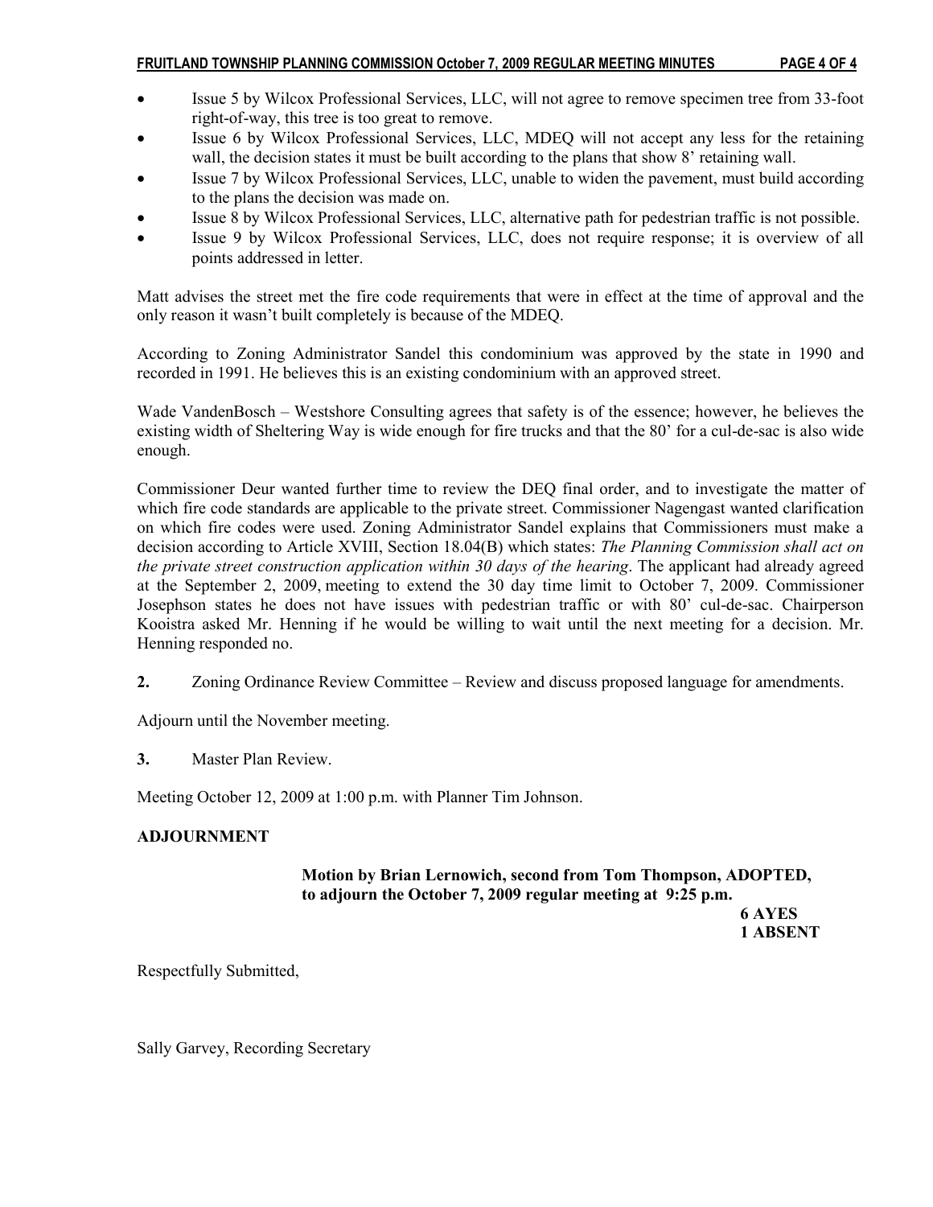- Issue 5 by Wilcox Professional Services, LLC, will not agree to remove specimen tree from 33-foot right-of-way, this tree is too great to remove.
- Issue 6 by Wilcox Professional Services, LLC, MDEQ will not accept any less for the retaining wall, the decision states it must be built according to the plans that show 8' retaining wall.
- Issue 7 by Wilcox Professional Services, LLC, unable to widen the pavement, must build according to the plans the decision was made on.
- Issue 8 by Wilcox Professional Services, LLC, alternative path for pedestrian traffic is not possible.
- Issue 9 by Wilcox Professional Services, LLC, does not require response; it is overview of all points addressed in letter.

Matt advises the street met the fire code requirements that were in effect at the time of approval and the only reason it wasn't built completely is because of the MDEQ.

According to Zoning Administrator Sandel this condominium was approved by the state in 1990 and recorded in 1991. He believes this is an existing condominium with an approved street.

Wade VandenBosch – Westshore Consulting agrees that safety is of the essence; however, he believes the existing width of Sheltering Way is wide enough for fire trucks and that the 80' for a cul-de-sac is also wide enough.

Commissioner Deur wanted further time to review the DEQ final order, and to investigate the matter of which fire code standards are applicable to the private street. Commissioner Nagengast wanted clarification on which fire codes were used. Zoning Administrator Sandel explains that Commissioners must make a decision according to Article XVIII, Section 18.04(B) which states: *The Planning Commission shall act on the private street construction application within 30 days of the hearing*. The applicant had already agreed at the September 2, 2009, meeting to extend the 30 day time limit to October 7, 2009. Commissioner Josephson states he does not have issues with pedestrian traffic or with 80' cul-de-sac. Chairperson Kooistra asked Mr. Henning if he would be willing to wait until the next meeting for a decision. Mr. Henning responded no.

**2.** Zoning Ordinance Review Committee – Review and discuss proposed language for amendments.

Adjourn until the November meeting.

**3.** Master Plan Review.

Meeting October 12, 2009 at 1:00 p.m. with Planner Tim Johnson.

**ADJOURNMENT**

**Motion by Brian Lernowich, second from Tom Thompson, ADOPTED, to adjourn the October 7, 2009 regular meeting at 9:25 p.m.**

**6 AYES**
**1 ABSENT**

Respectfully Submitted,

Sally Garvey, Recording Secretary